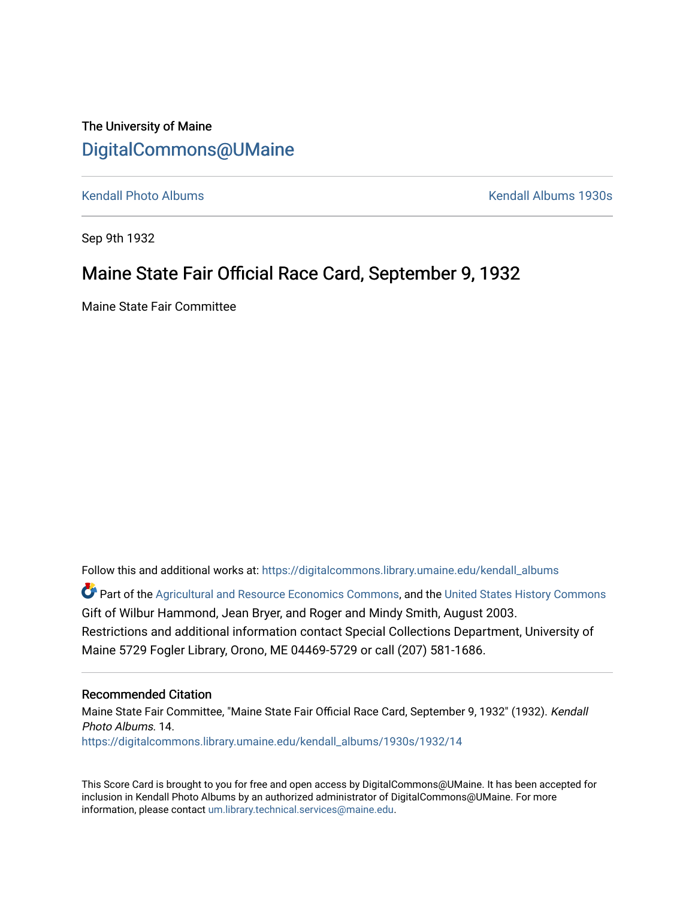The University of Maine

# DigitalCommons@UMaine

Kendall Photo Albums | Kendall Albums 1930s

Sep 9th 1932

## Maine State Fair Official Race Card, September 9, 1932

Maine State Fair Committee

Follow this and additional works at: https://digitalcommons.library.umaine.edu/kendall_albums

Part of the Agricultural and Resource Economics Commons, and the United States History Commons

Gift of Wilbur Hammond, Jean Bryer, and Roger and Mindy Smith, August 2003.
Restrictions and additional information contact Special Collections Department, University of Maine 5729 Fogler Library, Orono, ME 04469-5729 or call (207) 581-1686.

### Recommended Citation

Maine State Fair Committee, "Maine State Fair Official Race Card, September 9, 1932" (1932). *Kendall Photo Albums*. 14.
https://digitalcommons.library.umaine.edu/kendall_albums/1930s/1932/14

This Score Card is brought to you for free and open access by DigitalCommons@UMaine. It has been accepted for inclusion in Kendall Photo Albums by an authorized administrator of DigitalCommons@UMaine. For more information, please contact um.library.technical.services@maine.edu.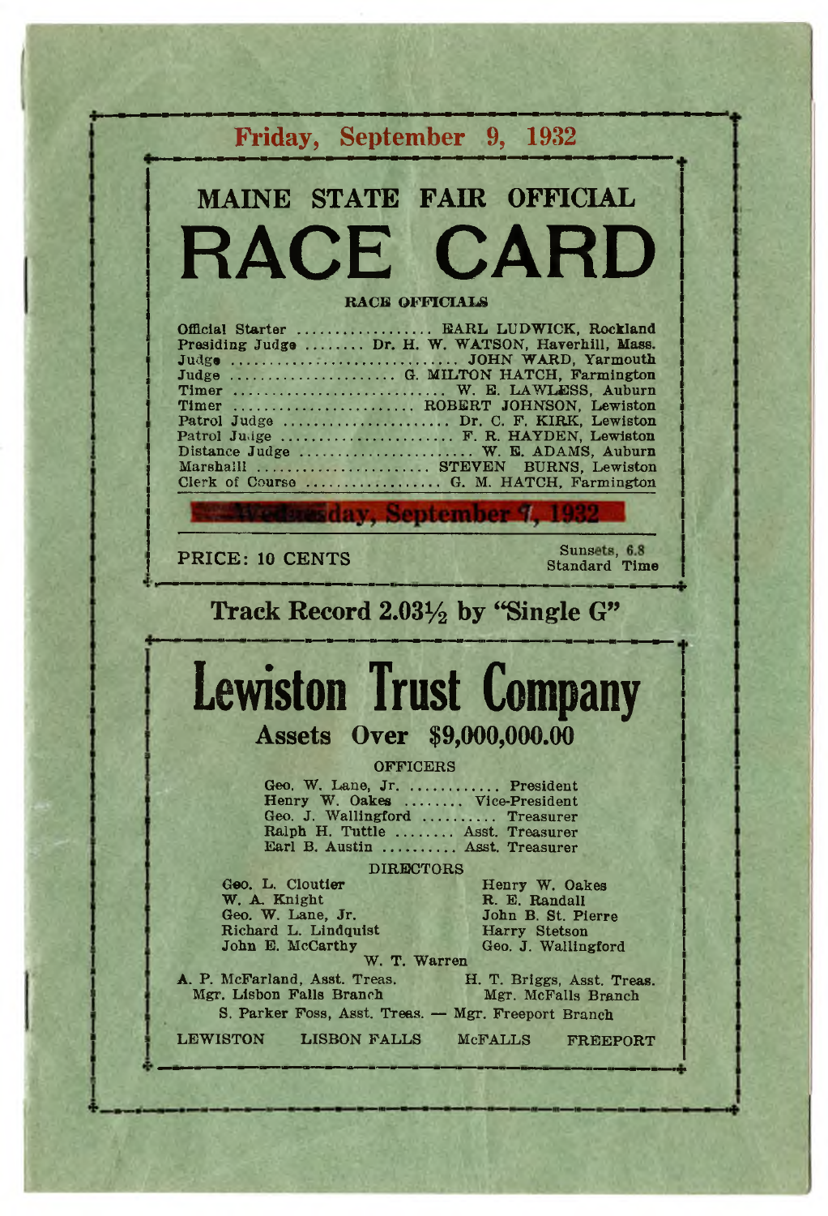## Friday, September 9, 1932

# MAINE STATE FAIR OFFICIAL

# RACE CARD

### RACE OFFICIALS

Official Starter .................. EARL LUDWICK, Rockland
Presiding Judge ........ Dr. H. W. WATSON, Haverhill, Mass.
Judge .............................. JOHN WARD, Yarmouth
Judge ...................... G. MILTON HATCH, Farmington
Timer ............................ W. E. LAWLESS, Auburn
Timer ........................ ROBERT JOHNSON, Lewiston
Patrol Judge ...................... Dr. C. F. KIRK, Lewiston
Patrol Judge ....................... F. R. HAYDEN, Lewiston
Distance Judge ...................... W. E. ADAMS, Auburn
Marshall ....................... STEVEN BURNS, Lewiston
Clerk of Course .................. G. M. HATCH, Farmington

**Wednesday, September 7, 1932**

PRICE: 10 CENTS

Sunsets, 6.8
Standard Time

## Track Record 2.03½ by "Single G"

# Lewiston Trust Company

## Assets Over $9,000,000.00

### OFFICERS

Geo. W. Lane, Jr. ............ President
Henry W. Oakes ........ Vice-President
Geo. J. Wallingford .......... Treasurer
Ralph H. Tuttle ........ Asst. Treasurer
Earl B. Austin .......... Asst. Treasurer

### DIRECTORS

Geo. L. Cloutier
W. A. Knight
Geo. W. Lane, Jr.
Richard L. Lindquist
John E. McCarthy
Henry W. Oakes
R. E. Randall
John B. St. Pierre
Harry Stetson
Geo. J. Wallingford
W. T. Warren

A. P. McFarland, Asst. Treas.
Mgr. Lisbon Falls Branch

H. T. Briggs, Asst. Treas.
Mgr. McFalls Branch

S. Parker Foss, Asst. Treas. — Mgr. Freeport Branch

LEWISTON LISBON FALLS McFALLS FREEPORT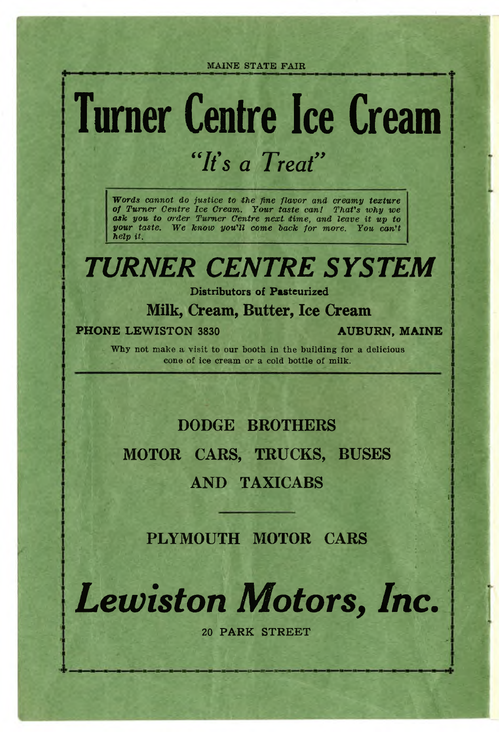# Turner Centre Ice Cream

## *"It's a Treat"*

*Words cannot do justice to the fine flavor and creamy texture of Turner Centre Ice Cream. Your taste can! That's why we ask you to order Turner Centre next time, and leave it up to your taste. We know you'll come back for more. You can't help it.*

## *TURNER CENTRE SYSTEM*

**Distributors of Pasteurized**

**Milk, Cream, Butter, Ice Cream**

**PHONE LEWISTON 3830** **AUBURN, MAINE**

Why not make a visit to our booth in the building for a delicious cone of ice cream or a cold bottle of milk.

---

**DODGE BROTHERS**

**MOTOR CARS, TRUCKS, BUSES**

**AND TAXICABS**

---

**PLYMOUTH MOTOR CARS**

## *Lewiston Motors, Inc.*

20 PARK STREET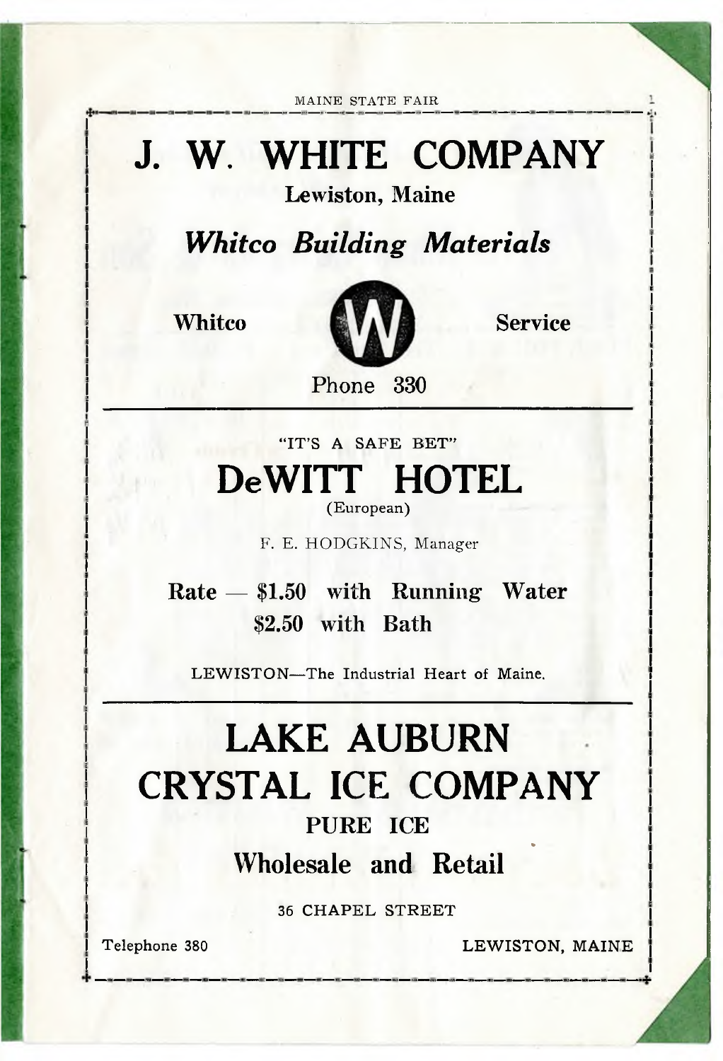# J. W. WHITE COMPANY

**Lewiston, Maine**

## *Whitco Building Materials*

**Whitco** W **Service**

Phone 330

---

"IT'S A SAFE BET"

# DeWITT HOTEL

(European)

F. E. HODGKINS, Manager

**Rate — $1.50 with Running Water**
**$2.50 with Bath**

LEWISTON—The Industrial Heart of Maine.

---

# LAKE AUBURN CRYSTAL ICE COMPANY

**PURE ICE**

## Wholesale and Retail

36 CHAPEL STREET

Telephone 380 LEWISTON, MAINE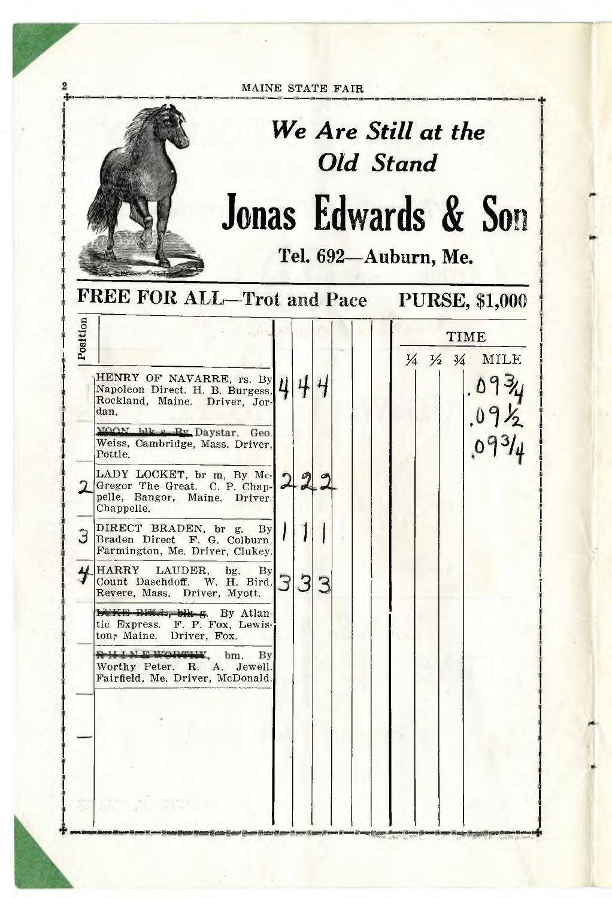*We Are Still at the Old Stand*

# Jonas Edwards & Son

Tel. 692—Auburn, Me.

## FREE FOR ALL—Trot and Pace PURSE, $1,000

| Position | | | | | | | | | ¼ | ½ | ¾ | TIME MILE |
|---|---|---|---|---|---|---|---|---|---|---|---|---|
| | HENRY OF NAVARRE, rs. By Napoleon Direct. H. B. Burgess, Rockland, Maine. Driver, Jordan. | 4 | 4 | 4 | | | | | | | | .09¾ |
| | ~~NOON, blk s. By~~ Daystar. Geo. Weiss, Cambridge, Mass. Driver, Pottle. | | | | | | | | | | | .09½ |
| 2 | LADY LOCKET, br m, By McGregor The Great. C. P. Chappelle, Bangor, Maine. Driver Chappelle. | 2 | 2 | 2 | | | | | | | | .09¾ |
| 3 | DIRECT BRADEN, br g. By Braden Direct F. G. Colburn. Farmington, Me. Driver, Clukey. | 1 | 1 | 1 | | | | | | | | |
| 4 | HARRY LAUDER, bg. By Count Daschdoff. W. H. Bird. Revere, Mass. Driver, Myott. | 3 | 3 | 3 | | | | | | | | |
| | ~~LUKE BELL, blk g.~~ By Atlantic Express. F. P. Fox, Lewiston, Maine. Driver, Fox. | | | | | | | | | | | |
| | ~~RHINE WORTHY~~, bm. By Worthy Peter. R. A. Jewell. Fairfield, Me. Driver, McDonald. | | | | | | | | | | | |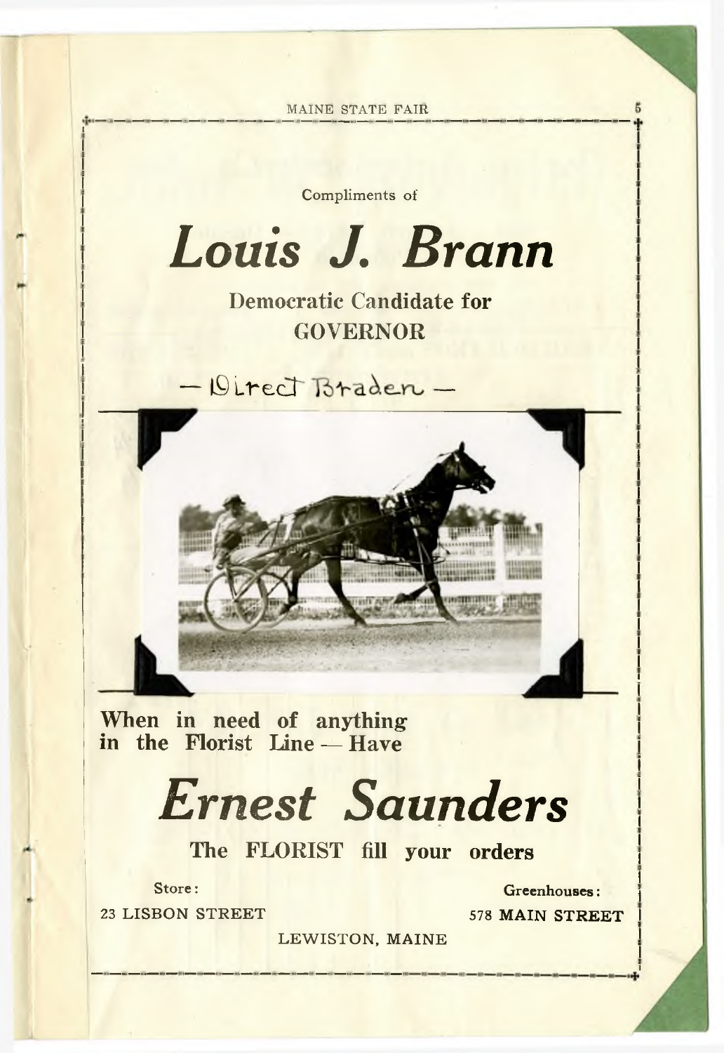Compliments of

# *Louis J. Brann*

**Democratic Candidate for GOVERNOR**

— Direct Braden —

**When in need of anything in the Florist Line — Have**

# *Ernest Saunders*

**The FLORIST fill your orders**

Store:
23 LISBON STREET

Greenhouses:
578 MAIN STREET

LEWISTON, MAINE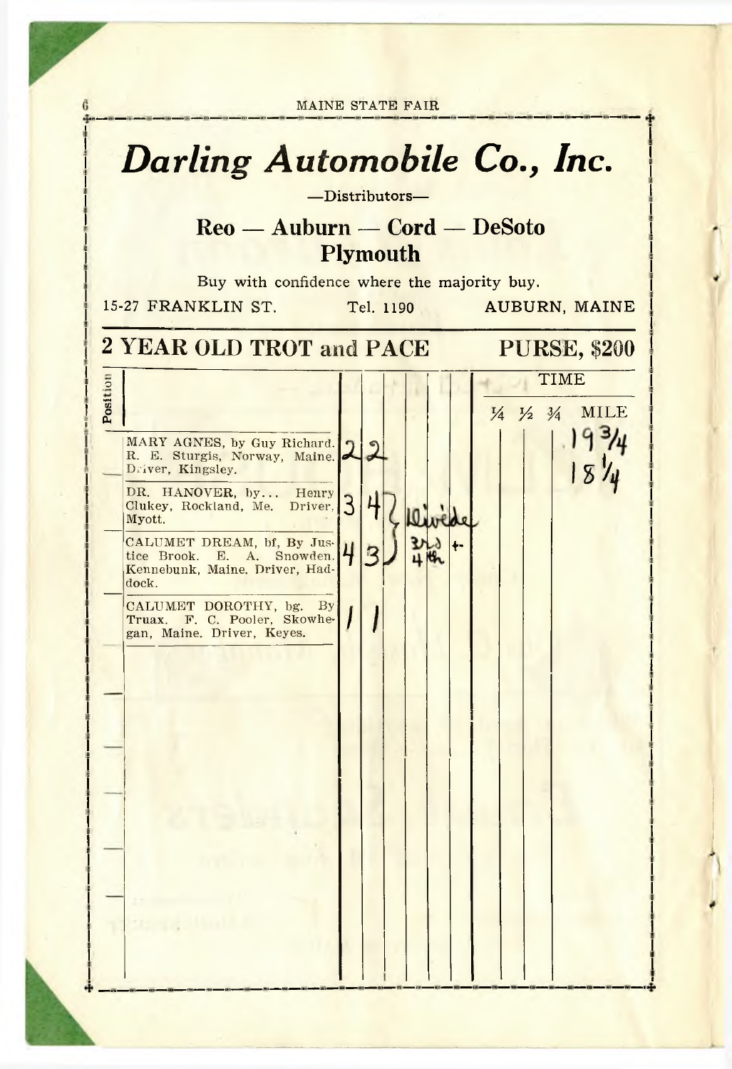# *Darling Automobile Co., Inc.*

—Distributors—

**Reo — Auburn — Cord — DeSoto**
**Plymouth**

Buy with confidence where the majority buy.

15-27 FRANKLIN ST. Tel. 1190 AUBURN, MAINE

## 2 YEAR OLD TROT and PACE — PURSE, $200

| Position | | | | | | | | ¼ | ½ | ¾ | MILE |
|---|---|---|---|---|---|---|---|---|---|---|---|
| | MARY AGNES, by Guy Richard. R. E. Sturgis, Norway, Maine. Driver, Kingsley. | 2 | 2 | | | | | | | | 19¾ |
| | DR. HANOVER, by... Henry Clukey, Rockland, Me. Driver, Myott. | 3 | 4 | Divide | | | | | | | 18¼ |
| | CALUMET DREAM, bf, By Justice Brook. E. A. Snowden. Kennebunk, Maine. Driver, Haddock. | 4 | 3 | 3rd + 4th | | | | | | | |
| | CALUMET DOROTHY, bg. By Truax. F. C. Pooler, Skowhegan, Maine. Driver, Keyes. | 1 | 1 | | | | | | | | |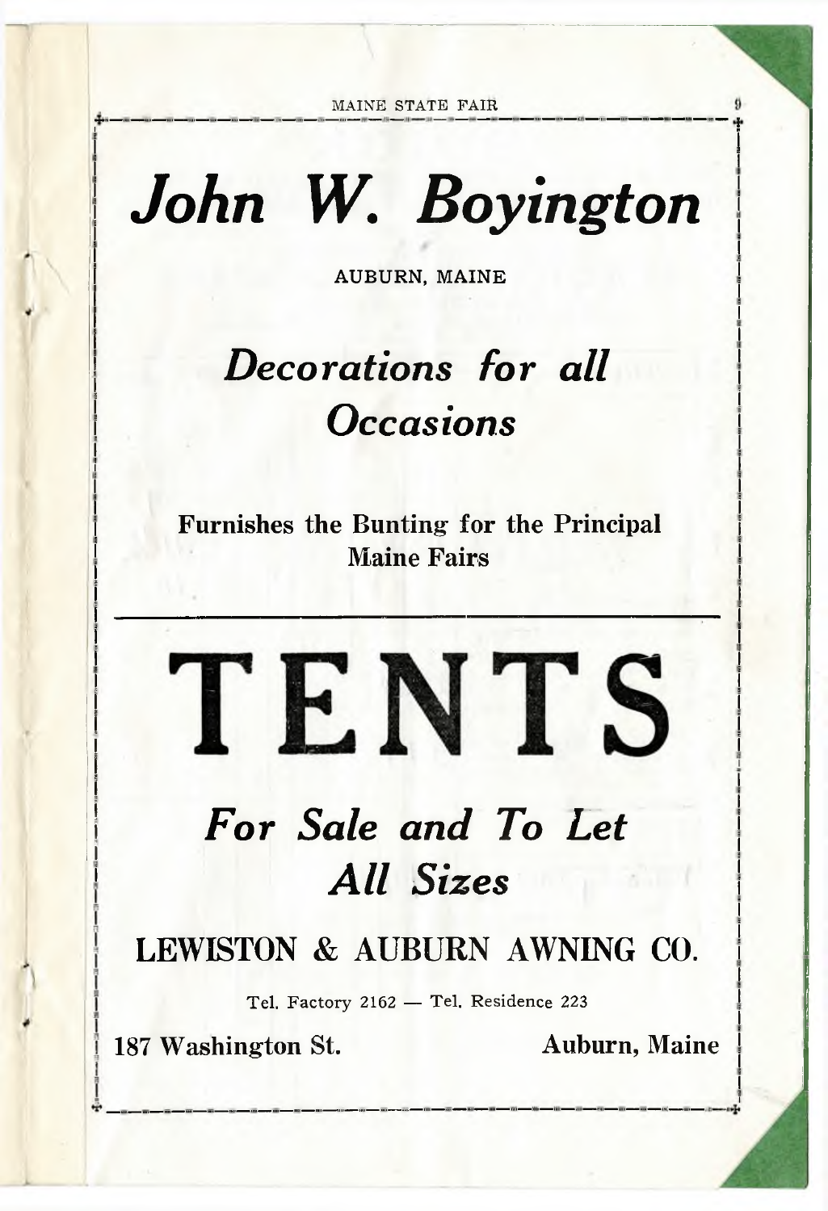# *John W. Boyington*

AUBURN, MAINE

## *Decorations for all Occasions*

**Furnishes the Bunting for the Principal Maine Fairs**

---

# TENTS

## *For Sale and To Let*
## *All Sizes*

## LEWISTON & AUBURN AWNING CO.

Tel. Factory 2162 — Tel. Residence 223

**187 Washington St.** **Auburn, Maine**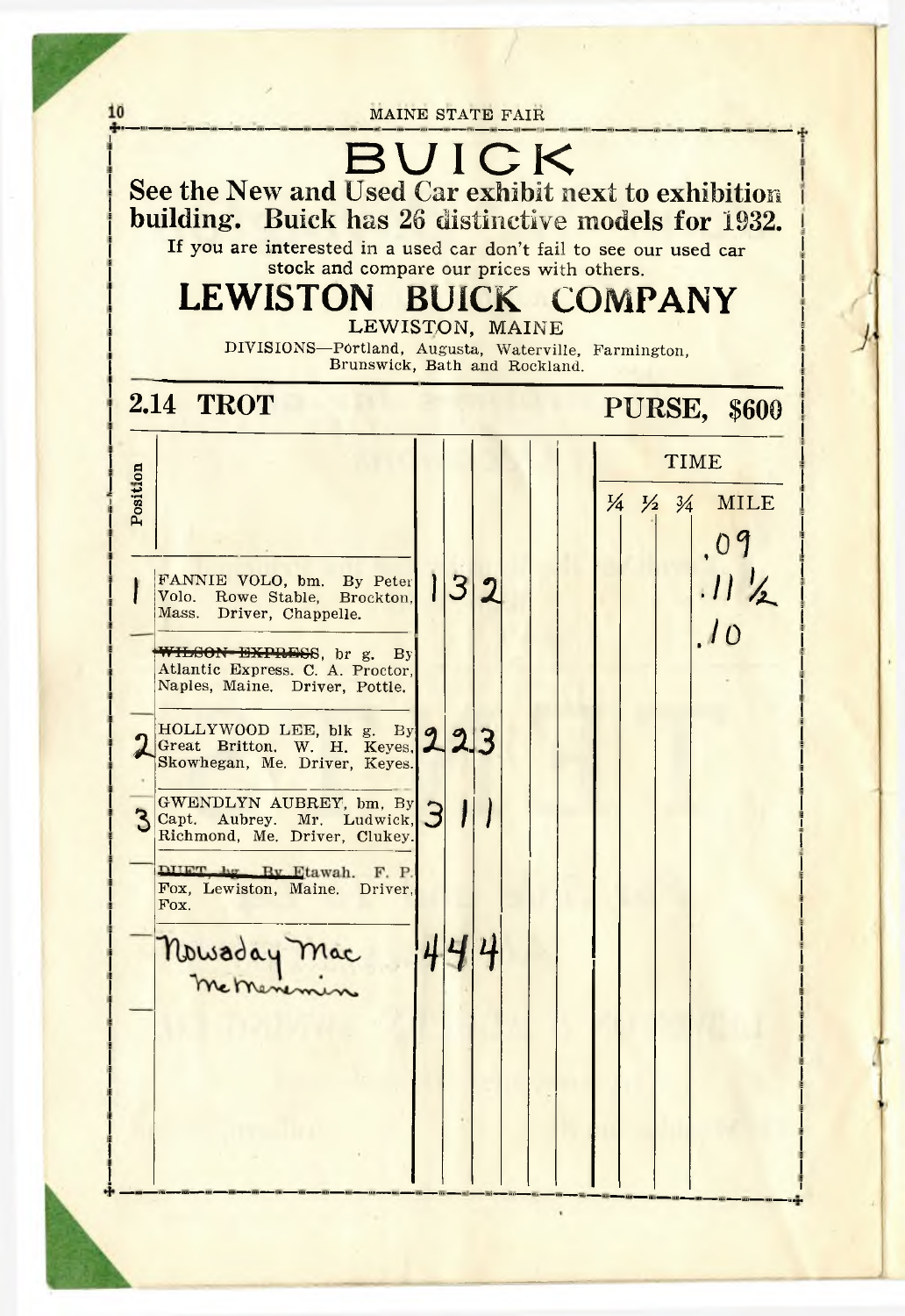# BUICK

**See the New and Used Car exhibit next to exhibition building. Buick has 26 distinctive models for 1932.**

If you are interested in a used car don't fail to see our used car stock and compare our prices with others.

## LEWISTON BUICK COMPANY

LEWISTON, MAINE

DIVISIONS—Portland, Augusta, Waterville, Farmington, Brunswick, Bath and Rockland.

## 2.14 TROT — PURSE, $600

| Position | | | | | | | | ¼ | ½ | ¾ | MILE |
|---|---|---|---|---|---|---|---|---|---|---|---|
| | | | | | | | | | | | .09 |
| 1 | FANNIE VOLO, bm. By Peter Volo. Rowe Stable, Brockton, Mass. Driver, Chappelle. | 1 | 3 | 2 | | | | | | | .11½ |
| — | ~~WILSON EXPRESS~~, br g. By Atlantic Express. C. A. Proctor, Naples, Maine. Driver, Pottle. | | | | | | | | | | .10 |
| 2 | HOLLYWOOD LEE, blk g. By Great Britton. W. H. Keyes, Skowhegan, Me. Driver, Keyes. | 2 | 2 | 3 | | | | | | | |
| 3 | GWENDLYN AUBREY, bm. By Capt. Aubrey. Mr. Ludwick, Richmond, Me. Driver, Clukey. | 3 | 1 | 1 | | | | | | | |
| — | ~~DUET, bg. By~~ Etawah. F. P. Fox, Lewiston, Maine. Driver, Fox. | | | | | | | | | | |
| — | Nowaday Mac McMenemin | 4 | 4 | 4 | | | | | | | |
| — | | | | | | | | | | | |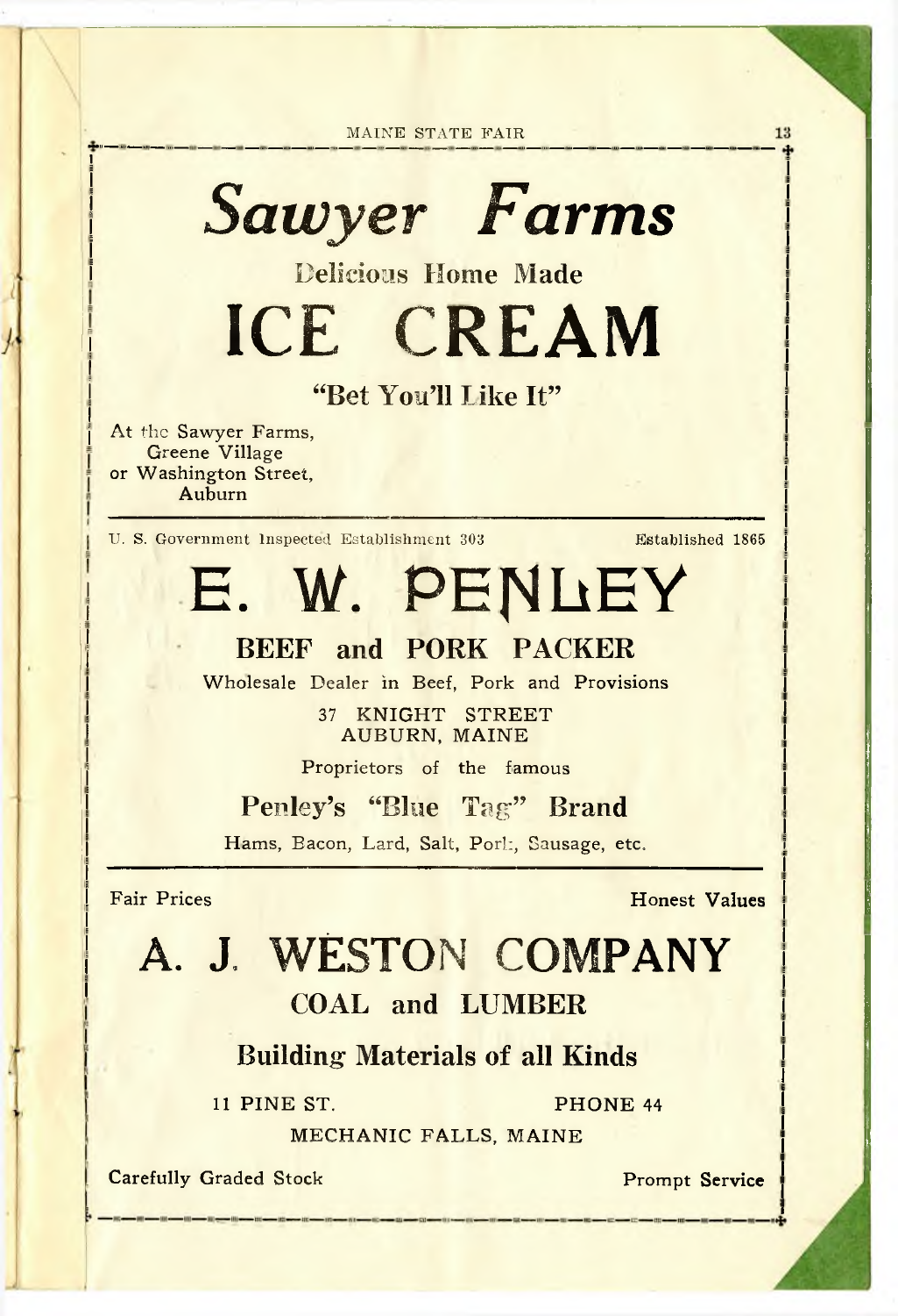# *Sawyer Farms*

## Delicious Home Made

# ICE CREAM

**"Bet You'll Like It"**

At the Sawyer Farms,
Greene Village
or Washington Street,
Auburn

---

U. S. Government Inspected Establishment 303

Established 1865

# E. W. PENLEY

## BEEF and PORK PACKER

Wholesale Dealer in Beef, Pork and Provisions

37 KNIGHT STREET
AUBURN, MAINE

Proprietors of the famous

**Penley's "Blue Tag" Brand**

Hams, Bacon, Lard, Salt, Pork, Sausage, etc.

---

Fair Prices

Honest Values

# A. J. WESTON COMPANY

## COAL and LUMBER

**Building Materials of all Kinds**

11 PINE ST.

PHONE 44

MECHANIC FALLS, MAINE

Carefully Graded Stock

Prompt Service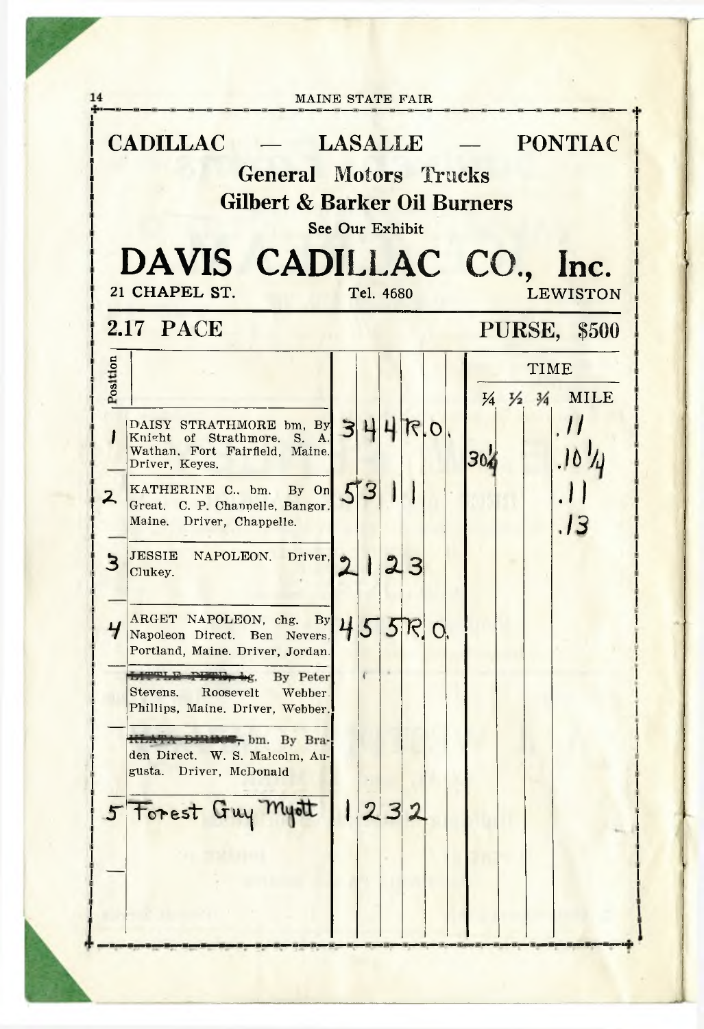## CADILLAC — LASALLE — PONTIAC

**General Motors Trucks**

**Gilbert & Barker Oil Burners**

See Our Exhibit

# DAVIS CADILLAC CO., Inc.

21 CHAPEL ST. Tel. 4680 LEWISTON

## 2.17 PACE — PURSE, $500

| Position | | | | | | | | ¼ | ½ | ¾ | MILE |
|---|---|---|---|---|---|---|---|---|---|---|---|
| 1 | DAISY STRATHMORE bm, By Knight of Strathmore. S. A. Wathan, Fort Fairfield, Maine. Driver, Keyes. | 3 | 4 | 4 | R.O. | | | 30¼ | | | .11 / .10¼ |
| 2 | KATHERINE C., bm. By On Great. C. P. Chappelle, Bangor, Maine. Driver, Chappelle. | 5 | 3 | 1 | 1 | | | | | | .11 / .13 |
| 3 | JESSIE NAPOLEON. Driver, Clukey. | 2 | 1 | 2 | 3 | | | | | | |
| 4 | ARGET NAPOLEON, chg. By Napoleon Direct. Ben Nevers, Portland, Maine. Driver, Jordan. | 4 | 5 | 5 | R.O. | | | | | | |
| | ~~LITTLE PETE~~, bg. By Peter Stevens. Roosevelt Webber, Phillips, Maine. Driver, Webber. | | | | | | | | | | |
| | ~~KLATA DIRECT~~, bm. By Braden Direct. W. S. Malcolm, Augusta. Driver, McDonald | | | | | | | | | | |
| 5 | Forest Guy Myott | 1 | 2 | 3 | 2 | | | | | | |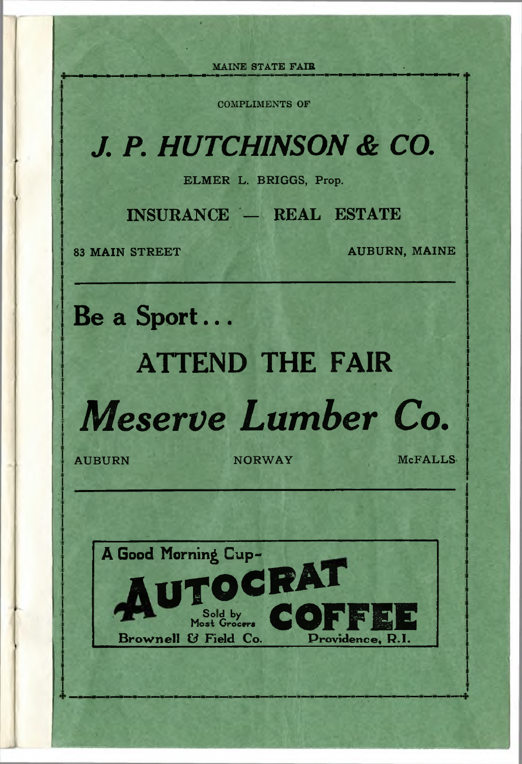COMPLIMENTS OF

# *J. P. HUTCHINSON & CO.*

ELMER L. BRIGGS, Prop.

INSURANCE — REAL ESTATE

83 MAIN STREET AUBURN, MAINE

---

**Be a Sport . . .**

## ATTEND THE FAIR

# *Meserve Lumber Co.*

AUBURN NORWAY McFALLS

---

A Good Morning Cup–

**AUTOCRAT COFFEE**

Sold by Most Grocers

Brownell & Field Co. Providence, R.I.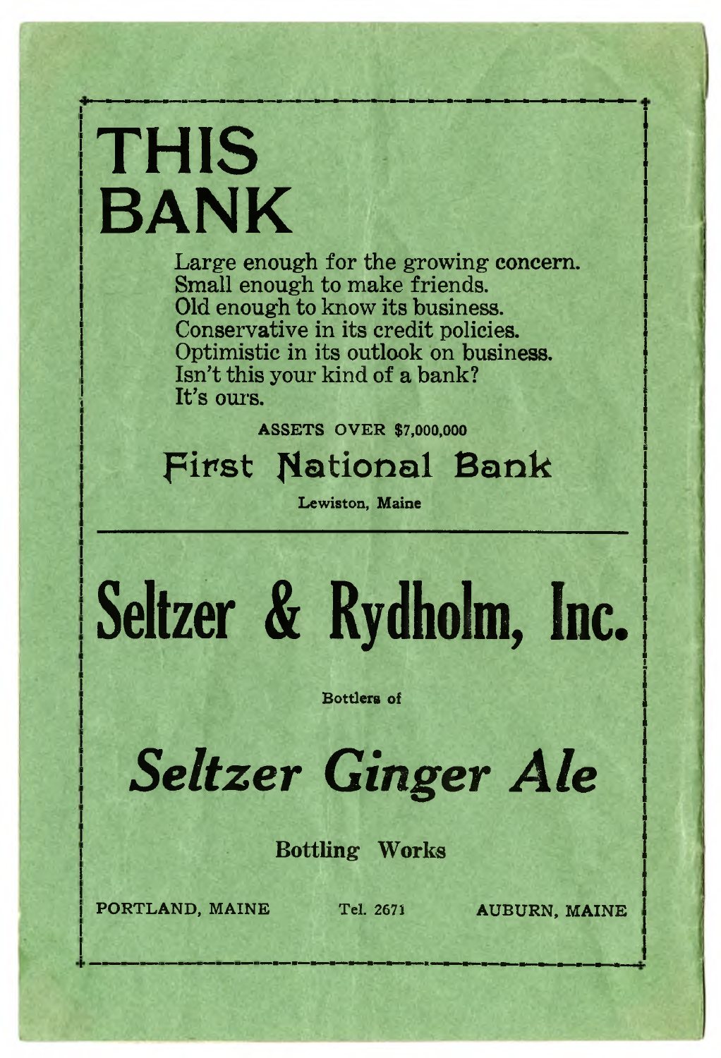# THIS BANK

Large enough for the growing concern.
Small enough to make friends.
Old enough to know its business.
Conservative in its credit policies.
Optimistic in its outlook on business.
Isn't this your kind of a bank?
It's ours.

ASSETS OVER $7,000,000

## First National Bank

Lewiston, Maine

---

# Seltzer & Rydholm, Inc.

Bottlers of

## *Seltzer Ginger Ale*

Bottling Works

PORTLAND, MAINE Tel. 2671 AUBURN, MAINE